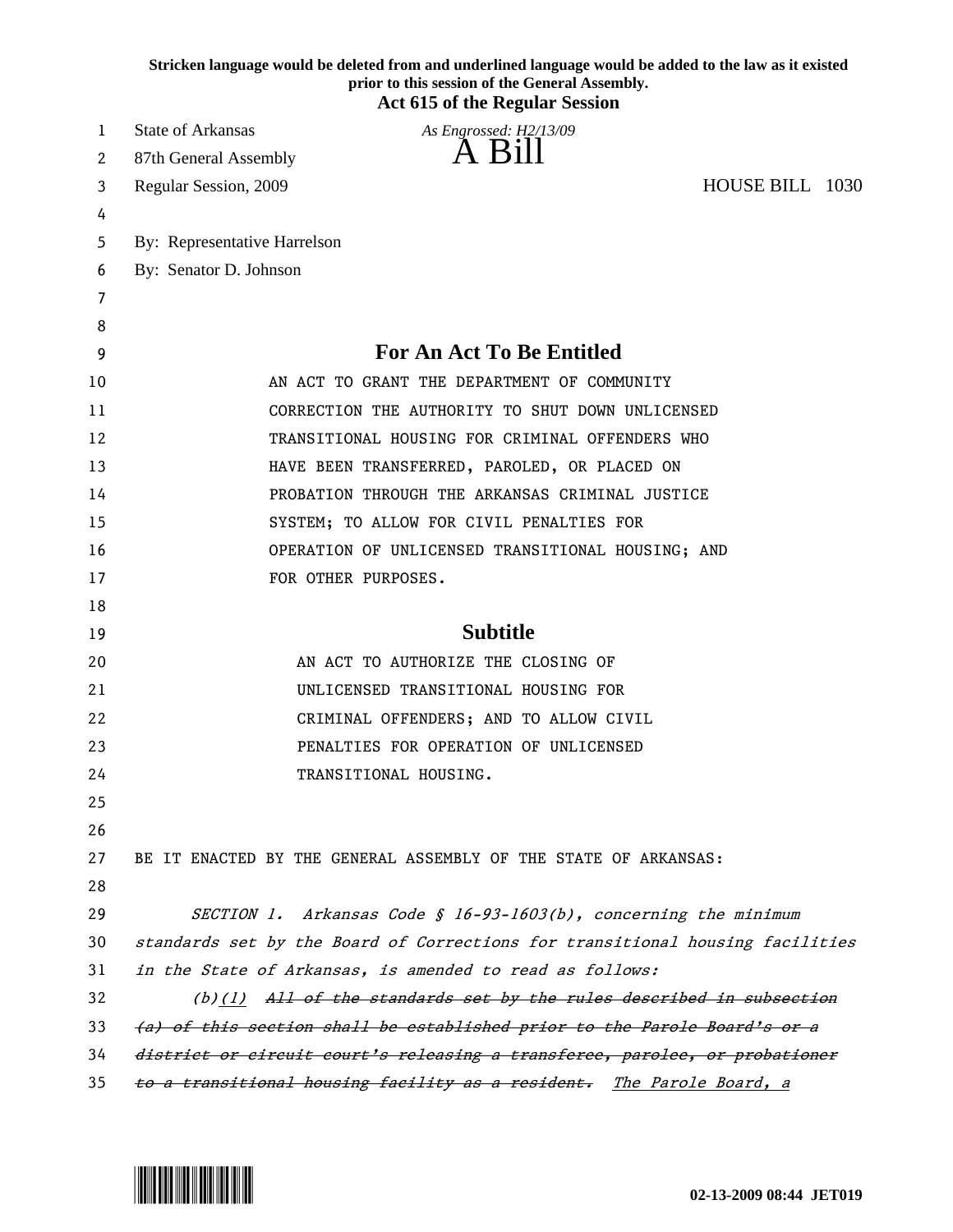**Stricken language would be deleted from and underlined language would be added to the law as it existed prior to this session of the General Assembly.**

**Act 615 of the Regular Session**

State of Arkansas *As Engrossed: H2/13/09*

87th General Assembly

# A Bill

Regular Session, 2009 HOUSE BILL 1030

By: Representative Harrelson

By: Senator D. Johnson

## For An Act To Be Entitled

AN ACT TO GRANT THE DEPARTMENT OF COMMUNITY CORRECTION THE AUTHORITY TO SHUT DOWN UNLICENSED TRANSITIONAL HOUSING FOR CRIMINAL OFFENDERS WHO HAVE BEEN TRANSFERRED, PAROLED, OR PLACED ON PROBATION THROUGH THE ARKANSAS CRIMINAL JUSTICE SYSTEM; TO ALLOW FOR CIVIL PENALTIES FOR OPERATION OF UNLICENSED TRANSITIONAL HOUSING; AND FOR OTHER PURPOSES.

## Subtitle

AN ACT TO AUTHORIZE THE CLOSING OF UNLICENSED TRANSITIONAL HOUSING FOR CRIMINAL OFFENDERS; AND TO ALLOW CIVIL PENALTIES FOR OPERATION OF UNLICENSED TRANSITIONAL HOUSING.

BE IT ENACTED BY THE GENERAL ASSEMBLY OF THE STATE OF ARKANSAS:

*SECTION 1. Arkansas Code § 16-93-1603(b), concerning the minimum standards set by the Board of Corrections for transitional housing facilities in the State of Arkansas, is amended to read as follows:*

*(b)<u>(1)</u> ~~All of the standards set by the rules described in subsection (a) of this section shall be established prior to the Parole Board's or a district or circuit court's releasing a transferee, parolee, or probationer to a transitional housing facility as a resident.~~ <u>The Parole Board, a</u>*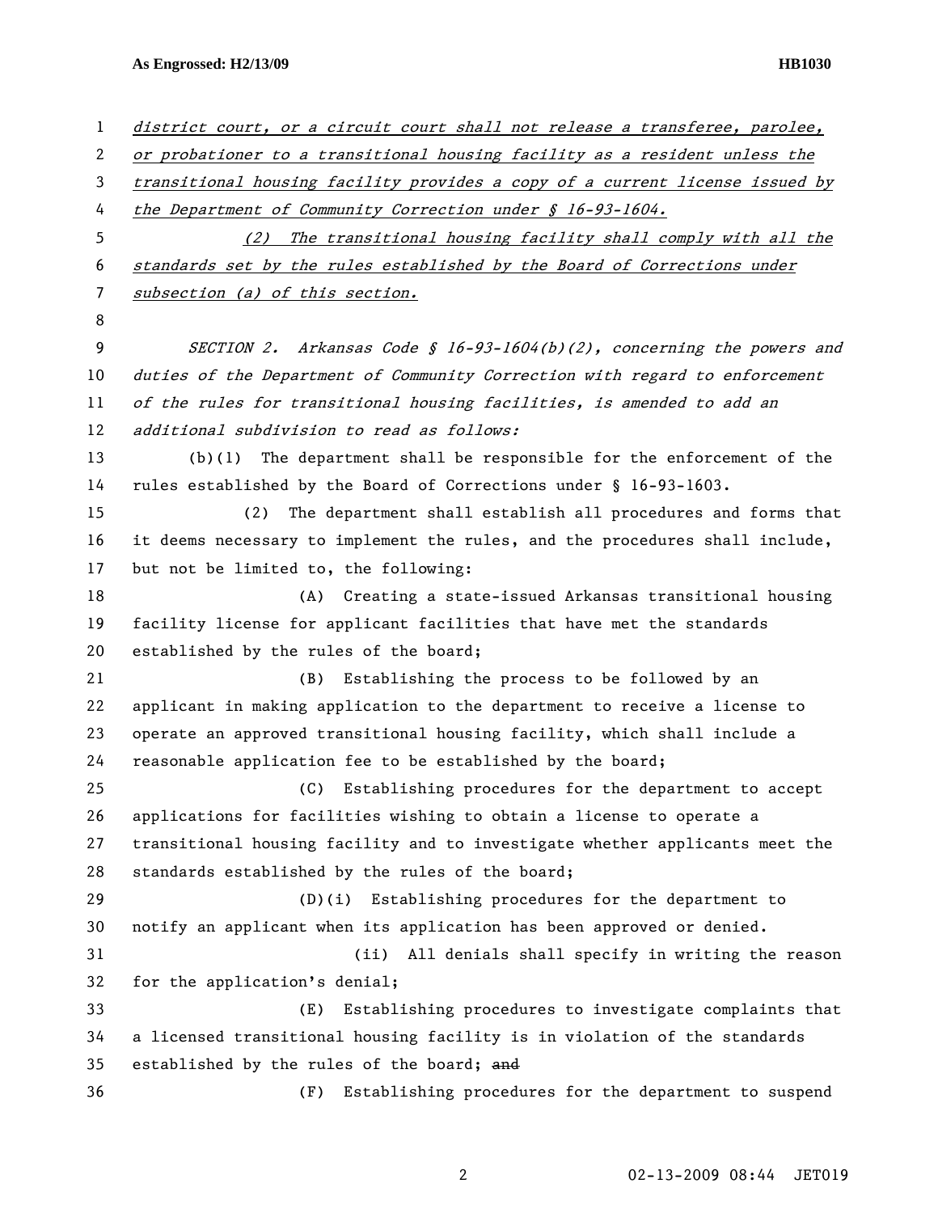*district court, or a circuit court shall not release a transferee, parolee, or probationer to a transitional housing facility as a resident unless the transitional housing facility provides a copy of a current license issued by the Department of Community Correction under § 16-93-1604.*

*(2) The transitional housing facility shall comply with all the standards set by the rules established by the Board of Corrections under subsection (a) of this section.*

*SECTION 2. Arkansas Code § 16-93-1604(b)(2), concerning the powers and duties of the Department of Community Correction with regard to enforcement of the rules for transitional housing facilities, is amended to add an additional subdivision to read as follows:*

(b)(1) The department shall be responsible for the enforcement of the rules established by the Board of Corrections under § 16-93-1603.

(2) The department shall establish all procedures and forms that it deems necessary to implement the rules, and the procedures shall include, but not be limited to, the following:

(A) Creating a state-issued Arkansas transitional housing facility license for applicant facilities that have met the standards established by the rules of the board;

(B) Establishing the process to be followed by an applicant in making application to the department to receive a license to operate an approved transitional housing facility, which shall include a reasonable application fee to be established by the board;

(C) Establishing procedures for the department to accept applications for facilities wishing to obtain a license to operate a transitional housing facility and to investigate whether applicants meet the standards established by the rules of the board;

(D)(i) Establishing procedures for the department to notify an applicant when its application has been approved or denied.

(ii) All denials shall specify in writing the reason for the application's denial;

(E) Establishing procedures to investigate complaints that a licensed transitional housing facility is in violation of the standards established by the rules of the board; ~~and~~

(F) Establishing procedures for the department to suspend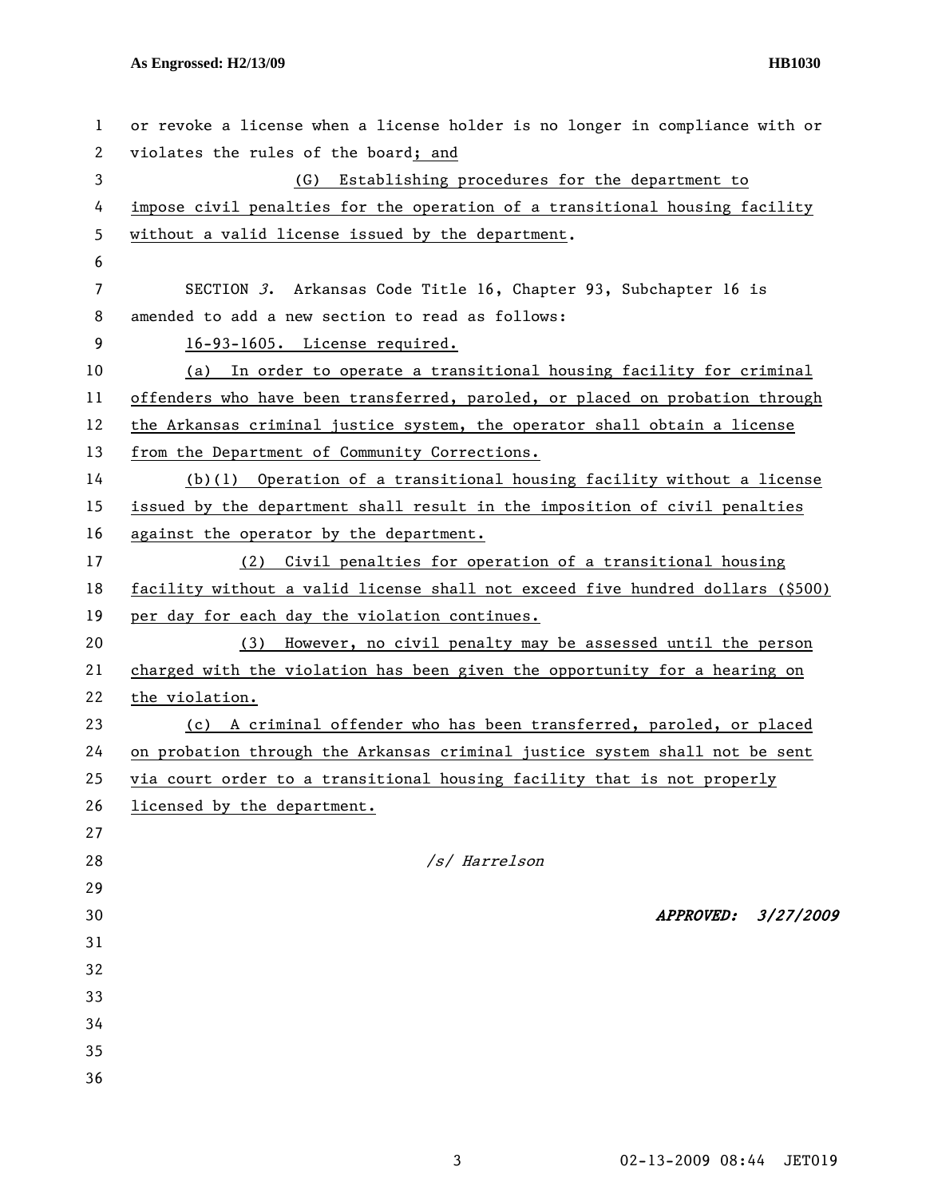or revoke a license when a license holder is no longer in compliance with or violates the rules of the board; and

(G) Establishing procedures for the department to impose civil penalties for the operation of a transitional housing facility without a valid license issued by the department.

SECTION *3*. Arkansas Code Title 16, Chapter 93, Subchapter 16 is amended to add a new section to read as follows:

16-93-1605. License required.

(a) In order to operate a transitional housing facility for criminal offenders who have been transferred, paroled, or placed on probation through the Arkansas criminal justice system, the operator shall obtain a license from the Department of Community Corrections.

(b)(1) Operation of a transitional housing facility without a license issued by the department shall result in the imposition of civil penalties against the operator by the department.

(2) Civil penalties for operation of a transitional housing facility without a valid license shall not exceed five hundred dollars ($500) per day for each day the violation continues.

(3) However, no civil penalty may be assessed until the person charged with the violation has been given the opportunity for a hearing on the violation.

(c) A criminal offender who has been transferred, paroled, or placed on probation through the Arkansas criminal justice system shall not be sent via court order to a transitional housing facility that is not properly licensed by the department.

*/s/ Harrelson*

***APPROVED: 3/27/2009***